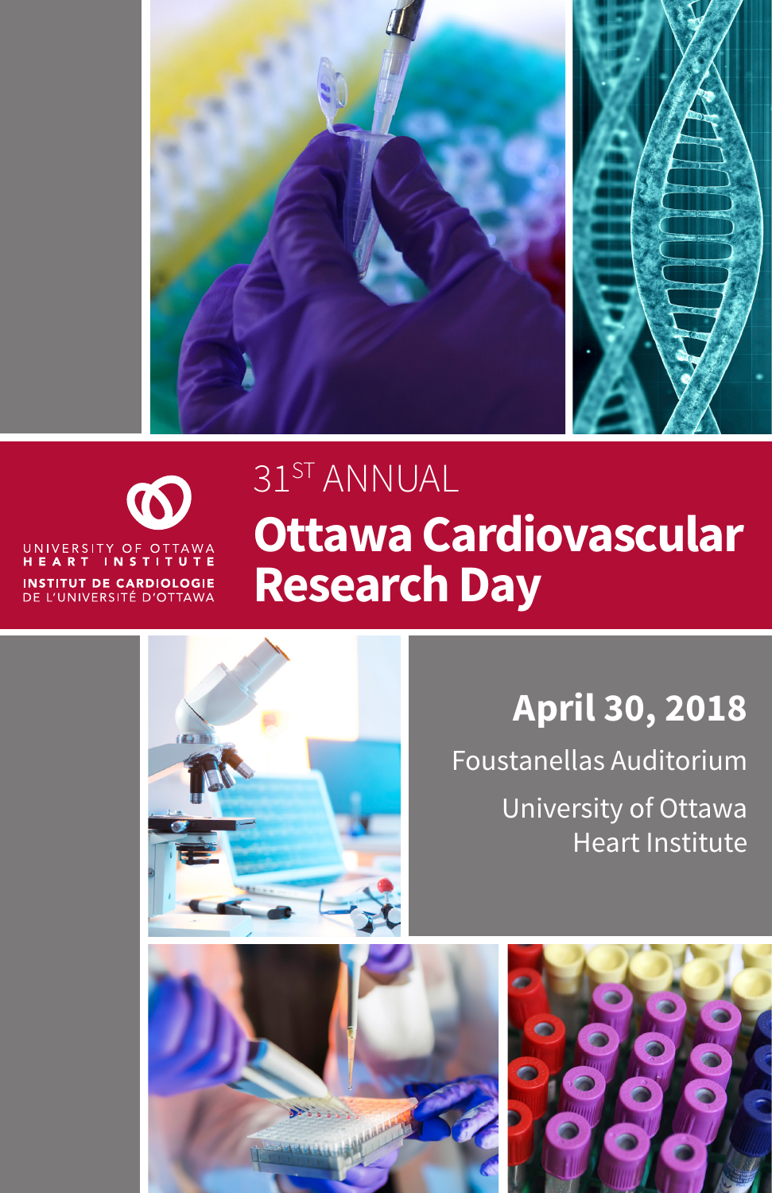UNIVERSITY OF OTTAWA
HEART INSTITUTE

INSTITUT DE CARDIOLOGIE
DE L'UNIVERSITÉ D'OTTAWA

31ST ANNUAL

# Ottawa Cardiovascular Research Day

## April 30, 2018

Foustanellas Auditorium

University of Ottawa
Heart Institute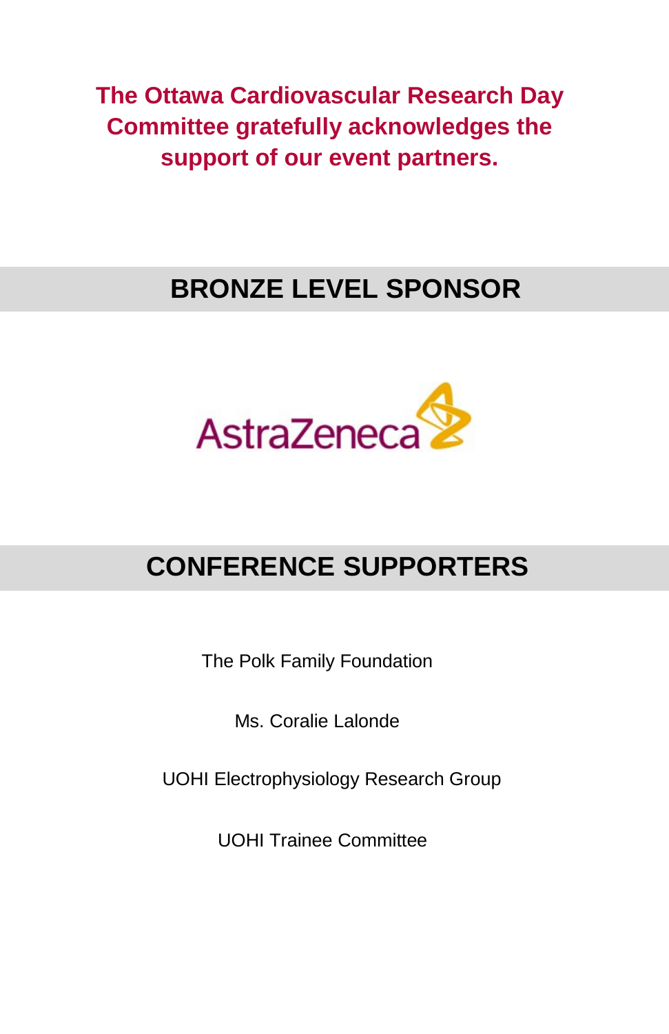**The Ottawa Cardiovascular Research Day Committee gratefully acknowledges the support of our event partners.**

## BRONZE LEVEL SPONSOR

AstraZeneca

## CONFERENCE SUPPORTERS

The Polk Family Foundation

Ms. Coralie Lalonde

UOHI Electrophysiology Research Group

UOHI Trainee Committee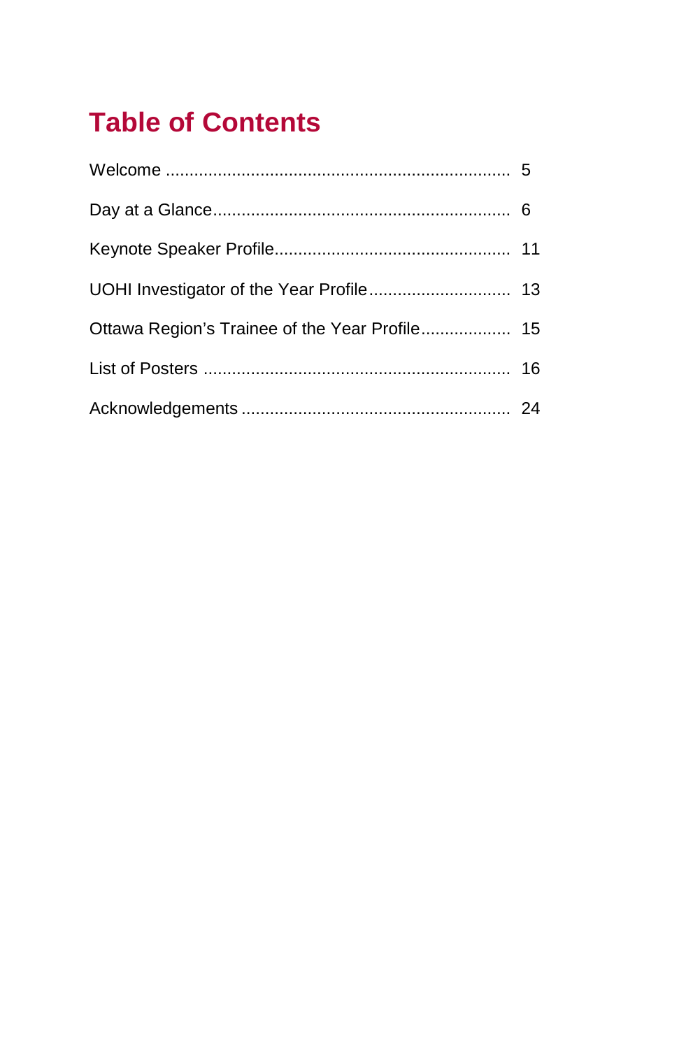# Table of Contents

| | |
|---|---|
| Welcome | 5 |
| Day at a Glance | 6 |
| Keynote Speaker Profile | 11 |
| UOHI Investigator of the Year Profile | 13 |
| Ottawa Region's Trainee of the Year Profile | 15 |
| List of Posters | 16 |
| Acknowledgements | 24 |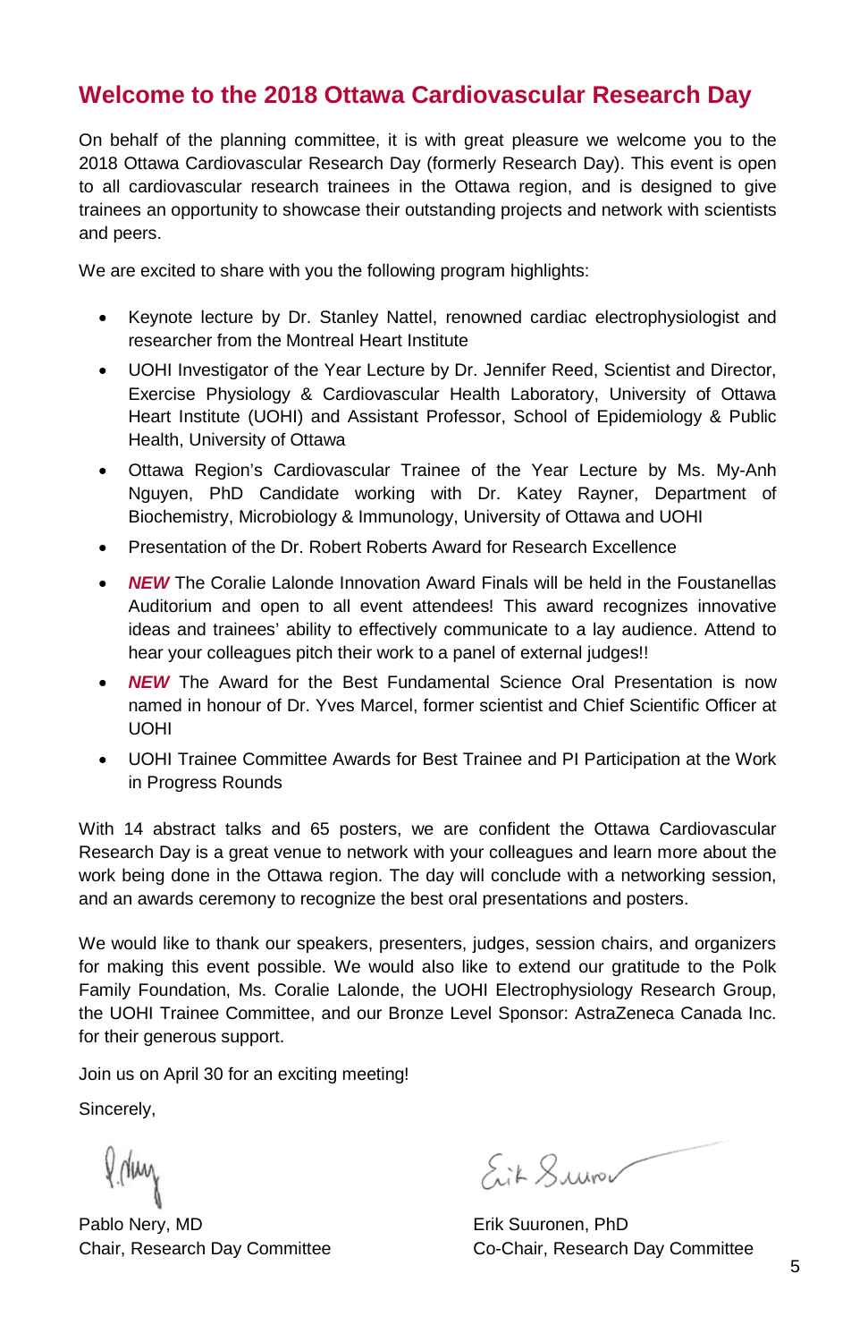## Welcome to the 2018 Ottawa Cardiovascular Research Day

On behalf of the planning committee, it is with great pleasure we welcome you to the 2018 Ottawa Cardiovascular Research Day (formerly Research Day). This event is open to all cardiovascular research trainees in the Ottawa region, and is designed to give trainees an opportunity to showcase their outstanding projects and network with scientists and peers.

We are excited to share with you the following program highlights:

- Keynote lecture by Dr. Stanley Nattel, renowned cardiac electrophysiologist and researcher from the Montreal Heart Institute
- UOHI Investigator of the Year Lecture by Dr. Jennifer Reed, Scientist and Director, Exercise Physiology & Cardiovascular Health Laboratory, University of Ottawa Heart Institute (UOHI) and Assistant Professor, School of Epidemiology & Public Health, University of Ottawa
- Ottawa Region's Cardiovascular Trainee of the Year Lecture by Ms. My-Anh Nguyen, PhD Candidate working with Dr. Katey Rayner, Department of Biochemistry, Microbiology & Immunology, University of Ottawa and UOHI
- Presentation of the Dr. Robert Roberts Award for Research Excellence
- ***NEW*** The Coralie Lalonde Innovation Award Finals will be held in the Foustanellas Auditorium and open to all event attendees! This award recognizes innovative ideas and trainees' ability to effectively communicate to a lay audience. Attend to hear your colleagues pitch their work to a panel of external judges!!
- ***NEW*** The Award for the Best Fundamental Science Oral Presentation is now named in honour of Dr. Yves Marcel, former scientist and Chief Scientific Officer at UOHI
- UOHI Trainee Committee Awards for Best Trainee and PI Participation at the Work in Progress Rounds

With 14 abstract talks and 65 posters, we are confident the Ottawa Cardiovascular Research Day is a great venue to network with your colleagues and learn more about the work being done in the Ottawa region. The day will conclude with a networking session, and an awards ceremony to recognize the best oral presentations and posters.

We would like to thank our speakers, presenters, judges, session chairs, and organizers for making this event possible. We would also like to extend our gratitude to the Polk Family Foundation, Ms. Coralie Lalonde, the UOHI Electrophysiology Research Group, the UOHI Trainee Committee, and our Bronze Level Sponsor: AstraZeneca Canada Inc. for their generous support.

Join us on April 30 for an exciting meeting!

Sincerely,

Pablo Nery, MD
Chair, Research Day Committee

Erik Suuronen, PhD
Co-Chair, Research Day Committee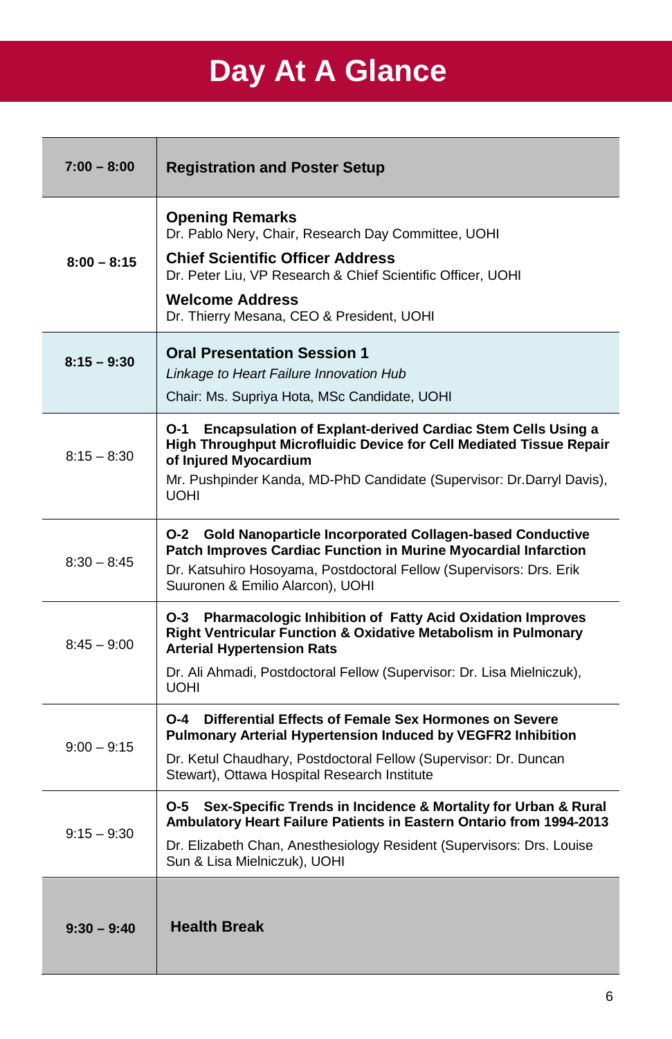# Day At A Glance

| Time | Event |
|---|---|
| **7:00 – 8:00** | **Registration and Poster Setup** |
| **8:00 – 8:15** | **Opening Remarks**<br>Dr. Pablo Nery, Chair, Research Day Committee, UOHI<br>**Chief Scientific Officer Address**<br>Dr. Peter Liu, VP Research & Chief Scientific Officer, UOHI<br>**Welcome Address**<br>Dr. Thierry Mesana, CEO & President, UOHI |
| **8:15 – 9:30** | **Oral Presentation Session 1**<br>*Linkage to Heart Failure Innovation Hub*<br>Chair: Ms. Supriya Hota, MSc Candidate, UOHI |
| 8:15 – 8:30 | **O-1 Encapsulation of Explant-derived Cardiac Stem Cells Using a High Throughput Microfluidic Device for Cell Mediated Tissue Repair of Injured Myocardium**<br>Mr. Pushpinder Kanda, MD-PhD Candidate (Supervisor: Dr.Darryl Davis), UOHI |
| 8:30 – 8:45 | **O-2 Gold Nanoparticle Incorporated Collagen-based Conductive Patch Improves Cardiac Function in Murine Myocardial Infarction**<br>Dr. Katsuhiro Hosoyama, Postdoctoral Fellow (Supervisors: Drs. Erik Suuronen & Emilio Alarcon), UOHI |
| 8:45 – 9:00 | **O-3 Pharmacologic Inhibition of Fatty Acid Oxidation Improves Right Ventricular Function & Oxidative Metabolism in Pulmonary Arterial Hypertension Rats**<br>Dr. Ali Ahmadi, Postdoctoral Fellow (Supervisor: Dr. Lisa Mielniczuk), UOHI |
| 9:00 – 9:15 | **O-4 Differential Effects of Female Sex Hormones on Severe Pulmonary Arterial Hypertension Induced by VEGFR2 Inhibition**<br>Dr. Ketul Chaudhary, Postdoctoral Fellow (Supervisor: Dr. Duncan Stewart), Ottawa Hospital Research Institute |
| 9:15 – 9:30 | **O-5 Sex-Specific Trends in Incidence & Mortality for Urban & Rural Ambulatory Heart Failure Patients in Eastern Ontario from 1994-2013**<br>Dr. Elizabeth Chan, Anesthesiology Resident (Supervisors: Drs. Louise Sun & Lisa Mielniczuk), UOHI |
| **9:30 – 9:40** | **Health Break** |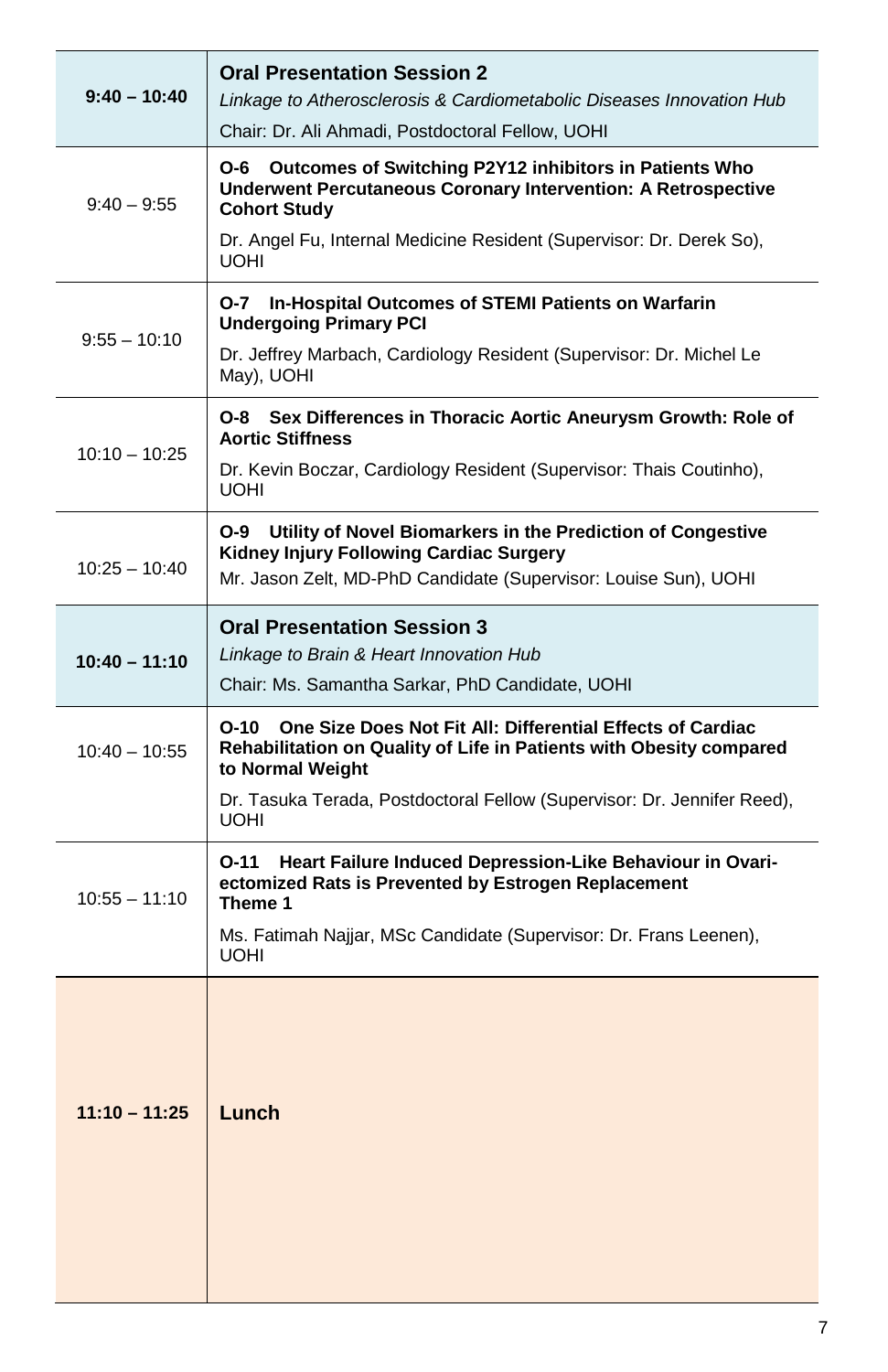| Time | Session |
| --- | --- |
| **9:40 – 10:40** | **Oral Presentation Session 2**<br>*Linkage to Atherosclerosis & Cardiometabolic Diseases Innovation Hub*<br>Chair: Dr. Ali Ahmadi, Postdoctoral Fellow, UOHI |
| 9:40 – 9:55 | **O-6 Outcomes of Switching P2Y12 inhibitors in Patients Who Underwent Percutaneous Coronary Intervention: A Retrospective Cohort Study**<br>Dr. Angel Fu, Internal Medicine Resident (Supervisor: Dr. Derek So), UOHI |
| 9:55 – 10:10 | **O-7 In-Hospital Outcomes of STEMI Patients on Warfarin Undergoing Primary PCI**<br>Dr. Jeffrey Marbach, Cardiology Resident (Supervisor: Dr. Michel Le May), UOHI |
| 10:10 – 10:25 | **O-8 Sex Differences in Thoracic Aortic Aneurysm Growth: Role of Aortic Stiffness**<br>Dr. Kevin Boczar, Cardiology Resident (Supervisor: Thais Coutinho), UOHI |
| 10:25 – 10:40 | **O-9 Utility of Novel Biomarkers in the Prediction of Congestive Kidney Injury Following Cardiac Surgery**<br>Mr. Jason Zelt, MD-PhD Candidate (Supervisor: Louise Sun), UOHI |
| **10:40 – 11:10** | **Oral Presentation Session 3**<br>*Linkage to Brain & Heart Innovation Hub*<br>Chair: Ms. Samantha Sarkar, PhD Candidate, UOHI |
| 10:40 – 10:55 | **O-10 One Size Does Not Fit All: Differential Effects of Cardiac Rehabilitation on Quality of Life in Patients with Obesity compared to Normal Weight**<br>Dr. Tasuka Terada, Postdoctoral Fellow (Supervisor: Dr. Jennifer Reed), UOHI |
| 10:55 – 11:10 | **O-11 Heart Failure Induced Depression-Like Behaviour in Ovari-ectomized Rats is Prevented by Estrogen Replacement Theme 1**<br>Ms. Fatimah Najjar, MSc Candidate (Supervisor: Dr. Frans Leenen), UOHI |
| **11:10 – 11:25** | **Lunch** |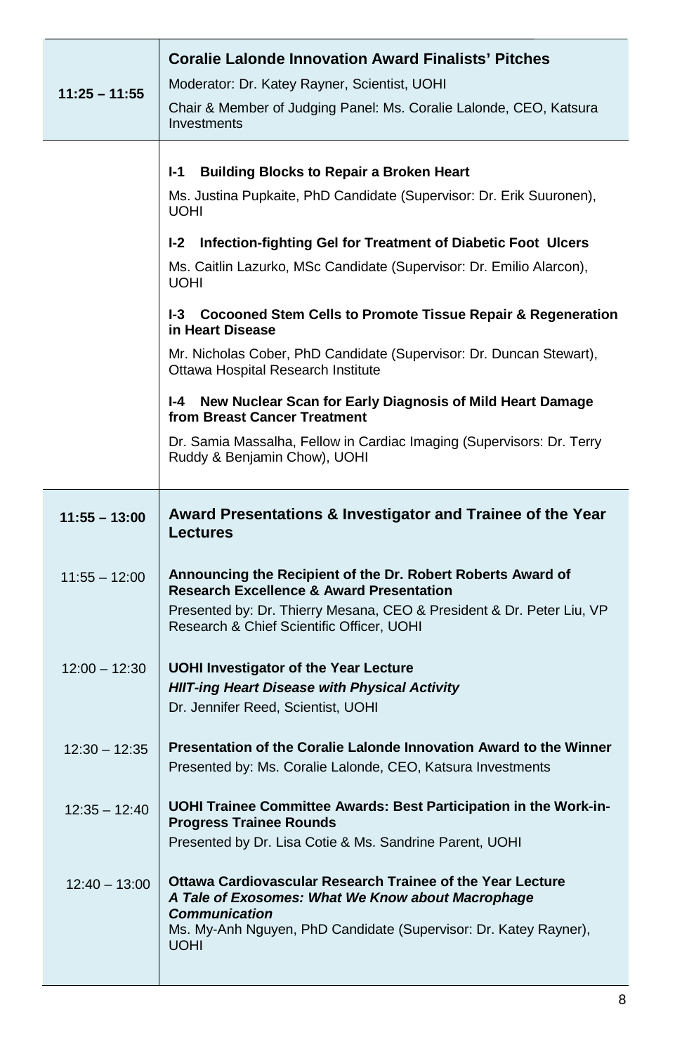| | |
|---|---|
| **11:25 – 11:55** | **Coralie Lalonde Innovation Award Finalists' Pitches**<br>Moderator: Dr. Katey Rayner, Scientist, UOHI<br>Chair & Member of Judging Panel: Ms. Coralie Lalonde, CEO, Katsura Investments |
| | **I-1 Building Blocks to Repair a Broken Heart**<br>Ms. Justina Pupkaite, PhD Candidate (Supervisor: Dr. Erik Suuronen), UOHI<br>**I-2 Infection-fighting Gel for Treatment of Diabetic Foot Ulcers**<br>Ms. Caitlin Lazurko, MSc Candidate (Supervisor: Dr. Emilio Alarcon), UOHI<br>**I-3 Cocooned Stem Cells to Promote Tissue Repair & Regeneration in Heart Disease**<br>Mr. Nicholas Cober, PhD Candidate (Supervisor: Dr. Duncan Stewart), Ottawa Hospital Research Institute<br>**I-4 New Nuclear Scan for Early Diagnosis of Mild Heart Damage from Breast Cancer Treatment**<br>Dr. Samia Massalha, Fellow in Cardiac Imaging (Supervisors: Dr. Terry Ruddy & Benjamin Chow), UOHI |
| **11:55 – 13:00** | **Award Presentations & Investigator and Trainee of the Year Lectures** |
| 11:55 – 12:00 | **Announcing the Recipient of the Dr. Robert Roberts Award of Research Excellence & Award Presentation**<br>Presented by: Dr. Thierry Mesana, CEO & President & Dr. Peter Liu, VP Research & Chief Scientific Officer, UOHI |
| 12:00 – 12:30 | **UOHI Investigator of the Year Lecture**<br>***HIIT-ing Heart Disease with Physical Activity***<br>Dr. Jennifer Reed, Scientist, UOHI |
| 12:30 – 12:35 | **Presentation of the Coralie Lalonde Innovation Award to the Winner**<br>Presented by: Ms. Coralie Lalonde, CEO, Katsura Investments |
| 12:35 – 12:40 | **UOHI Trainee Committee Awards: Best Participation in the Work-in-Progress Trainee Rounds**<br>Presented by Dr. Lisa Cotie & Ms. Sandrine Parent, UOHI |
| 12:40 – 13:00 | **Ottawa Cardiovascular Research Trainee of the Year Lecture**<br>***A Tale of Exosomes: What We Know about Macrophage Communication***<br>Ms. My-Anh Nguyen, PhD Candidate (Supervisor: Dr. Katey Rayner), UOHI |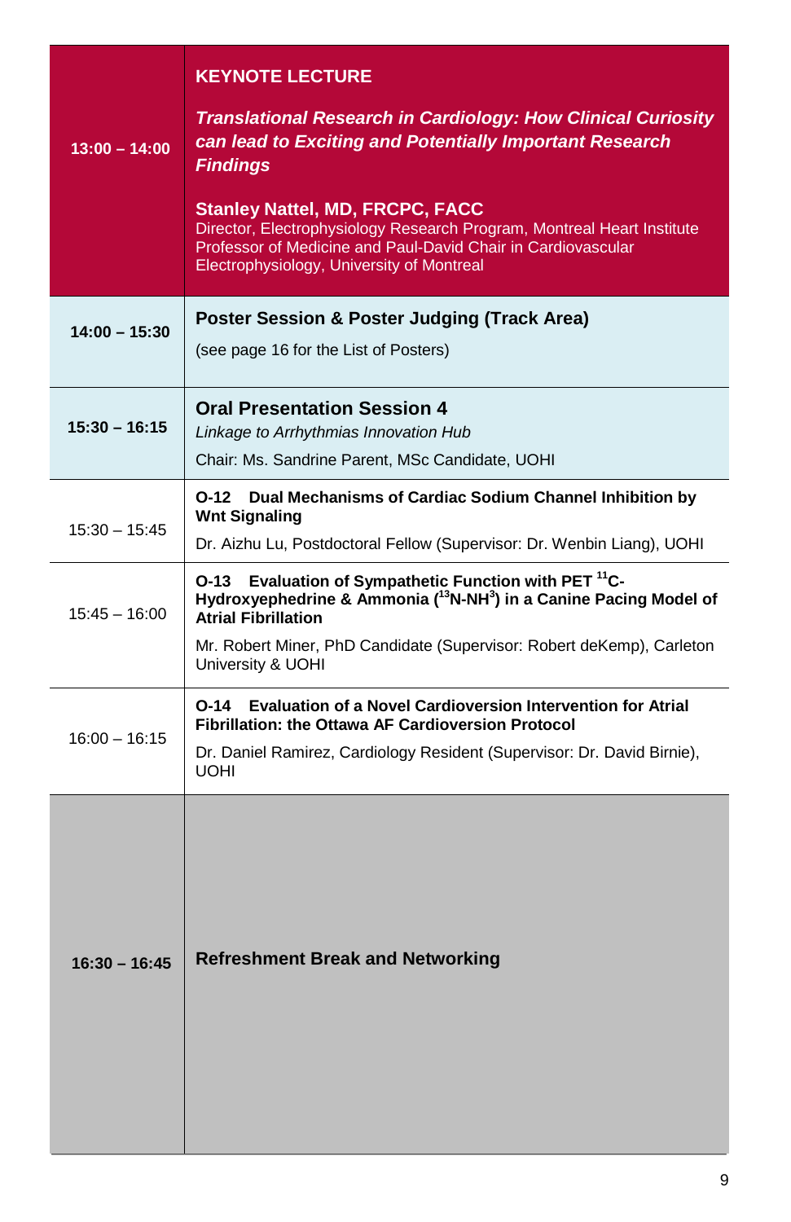| | |
|---|---|
| **13:00 – 14:00** | **KEYNOTE LECTURE**<br><br>***Translational Research in Cardiology: How Clinical Curiosity can lead to Exciting and Potentially Important Research Findings***<br><br>**Stanley Nattel, MD, FRCPC, FACC**<br>Director, Electrophysiology Research Program, Montreal Heart Institute<br>Professor of Medicine and Paul-David Chair in Cardiovascular Electrophysiology, University of Montreal |
| **14:00 – 15:30** | **Poster Session & Poster Judging (Track Area)**<br><br>(see page 16 for the List of Posters) |
| **15:30 – 16:15** | **Oral Presentation Session 4**<br>*Linkage to Arrhythmias Innovation Hub*<br>Chair: Ms. Sandrine Parent, MSc Candidate, UOHI |
| 15:30 – 15:45 | **O-12 Dual Mechanisms of Cardiac Sodium Channel Inhibition by Wnt Signaling**<br>Dr. Aizhu Lu, Postdoctoral Fellow (Supervisor: Dr. Wenbin Liang), UOHI |
| 15:45 – 16:00 | **O-13 Evaluation of Sympathetic Function with PET $^{11}$C-Hydroxyephedrine & Ammonia ($^{13}$N-NH$^{3}$) in a Canine Pacing Model of Atrial Fibrillation**<br>Mr. Robert Miner, PhD Candidate (Supervisor: Robert deKemp), Carleton University & UOHI |
| 16:00 – 16:15 | **O-14 Evaluation of a Novel Cardioversion Intervention for Atrial Fibrillation: the Ottawa AF Cardioversion Protocol**<br>Dr. Daniel Ramirez, Cardiology Resident (Supervisor: Dr. David Birnie), UOHI |
| **16:30 – 16:45** | **Refreshment Break and Networking** |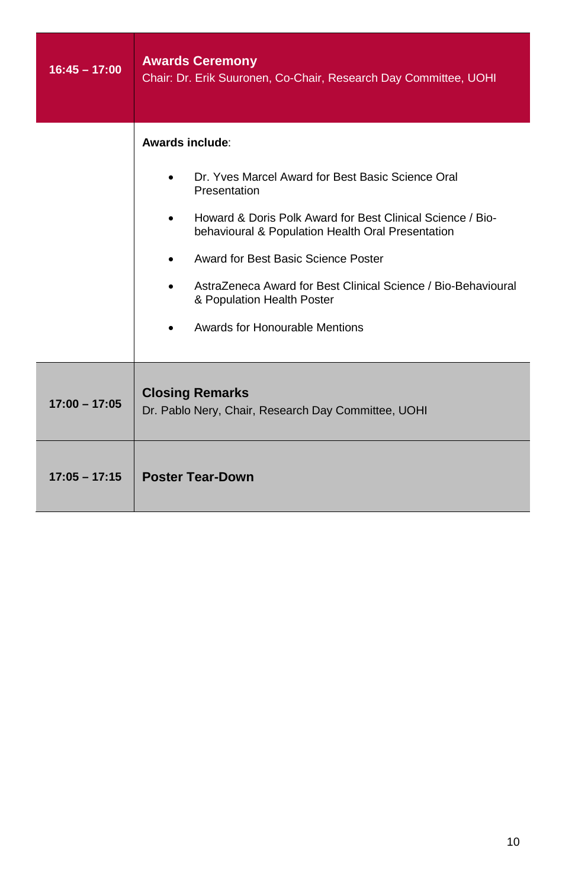| Time | Session |
| --- | --- |
| **16:45 – 17:00** | **Awards Ceremony**<br>Chair: Dr. Erik Suuronen, Co-Chair, Research Day Committee, UOHI |
| | **Awards include**:<br>• Dr. Yves Marcel Award for Best Basic Science Oral Presentation<br>• Howard & Doris Polk Award for Best Clinical Science / Bio-behavioural & Population Health Oral Presentation<br>• Award for Best Basic Science Poster<br>• AstraZeneca Award for Best Clinical Science / Bio-Behavioural & Population Health Poster<br>• Awards for Honourable Mentions |
| **17:00 – 17:05** | **Closing Remarks**<br>Dr. Pablo Nery, Chair, Research Day Committee, UOHI |
| **17:05 – 17:15** | **Poster Tear-Down** |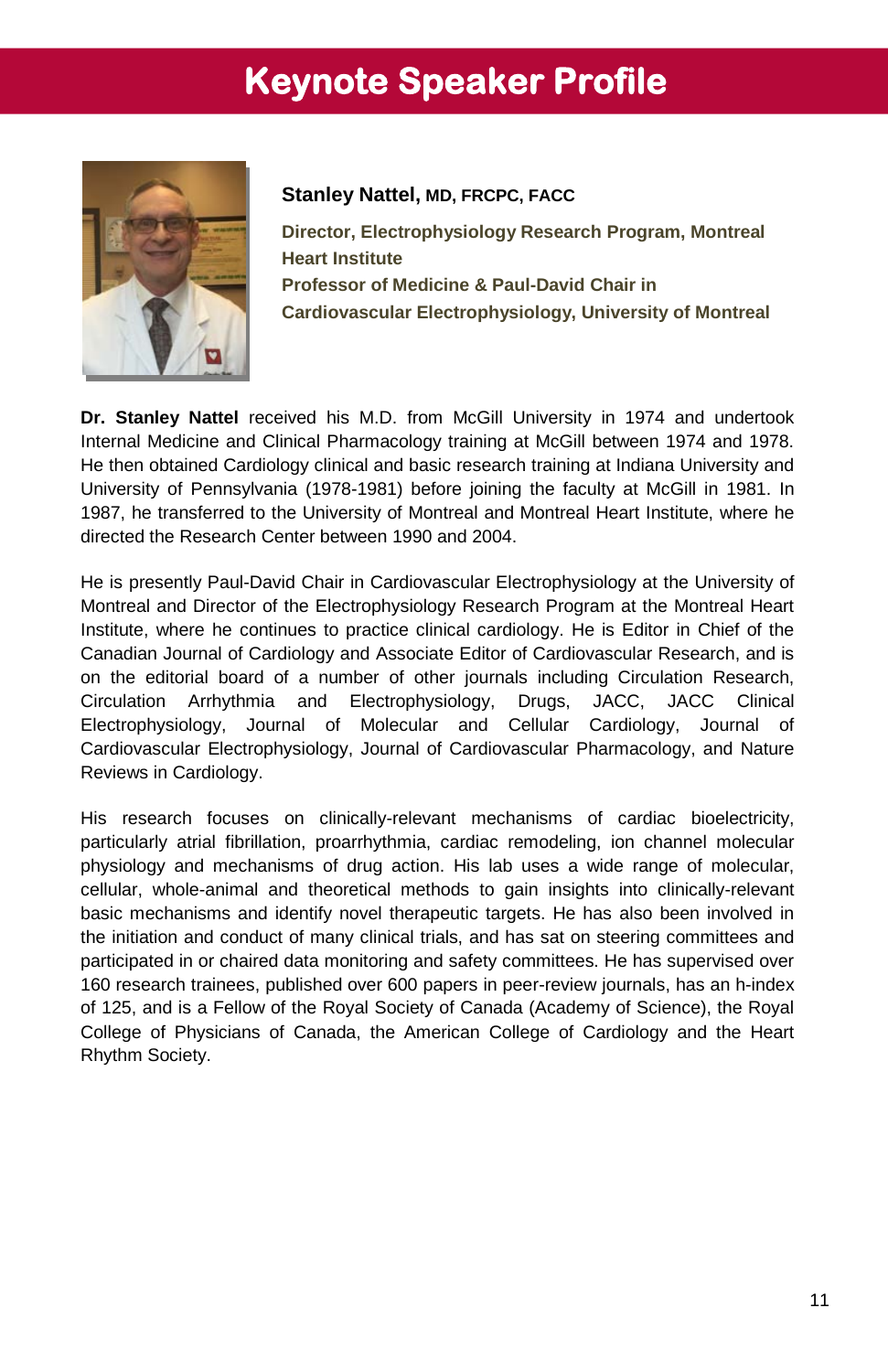# Keynote Speaker Profile

**Stanley Nattel, MD, FRCPC, FACC**

**Director, Electrophysiology Research Program, Montreal Heart Institute**
**Professor of Medicine & Paul-David Chair in Cardiovascular Electrophysiology, University of Montreal**

**Dr. Stanley Nattel** received his M.D. from McGill University in 1974 and undertook Internal Medicine and Clinical Pharmacology training at McGill between 1974 and 1978. He then obtained Cardiology clinical and basic research training at Indiana University and University of Pennsylvania (1978-1981) before joining the faculty at McGill in 1981. In 1987, he transferred to the University of Montreal and Montreal Heart Institute, where he directed the Research Center between 1990 and 2004.

He is presently Paul-David Chair in Cardiovascular Electrophysiology at the University of Montreal and Director of the Electrophysiology Research Program at the Montreal Heart Institute, where he continues to practice clinical cardiology. He is Editor in Chief of the Canadian Journal of Cardiology and Associate Editor of Cardiovascular Research, and is on the editorial board of a number of other journals including Circulation Research, Circulation Arrhythmia and Electrophysiology, Drugs, JACC, JACC Clinical Electrophysiology, Journal of Molecular and Cellular Cardiology, Journal of Cardiovascular Electrophysiology, Journal of Cardiovascular Pharmacology, and Nature Reviews in Cardiology.

His research focuses on clinically-relevant mechanisms of cardiac bioelectricity, particularly atrial fibrillation, proarrhythmia, cardiac remodeling, ion channel molecular physiology and mechanisms of drug action. His lab uses a wide range of molecular, cellular, whole-animal and theoretical methods to gain insights into clinically-relevant basic mechanisms and identify novel therapeutic targets. He has also been involved in the initiation and conduct of many clinical trials, and has sat on steering committees and participated in or chaired data monitoring and safety committees. He has supervised over 160 research trainees, published over 600 papers in peer-review journals, has an h-index of 125, and is a Fellow of the Royal Society of Canada (Academy of Science), the Royal College of Physicians of Canada, the American College of Cardiology and the Heart Rhythm Society.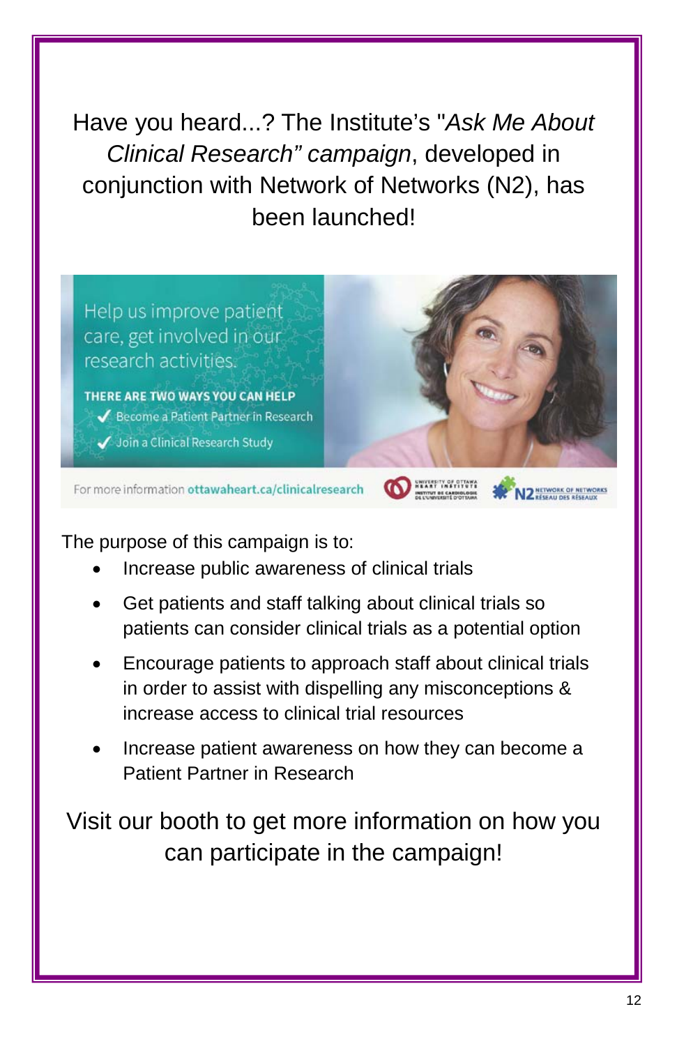Have you heard...? The Institute's "*Ask Me About Clinical Research" campaign*, developed in conjunction with Network of Networks (N2), has been launched!

Help us improve patient care, get involved in our research activities.

**THERE ARE TWO WAYS YOU CAN HELP**

- ✓ Become a Patient Partner in Research
- ✓ Join a Clinical Research Study

For more information **ottawaheart.ca/clinicalresearch**

The purpose of this campaign is to:

- Increase public awareness of clinical trials
- Get patients and staff talking about clinical trials so patients can consider clinical trials as a potential option
- Encourage patients to approach staff about clinical trials in order to assist with dispelling any misconceptions & increase access to clinical trial resources
- Increase patient awareness on how they can become a Patient Partner in Research

Visit our booth to get more information on how you can participate in the campaign!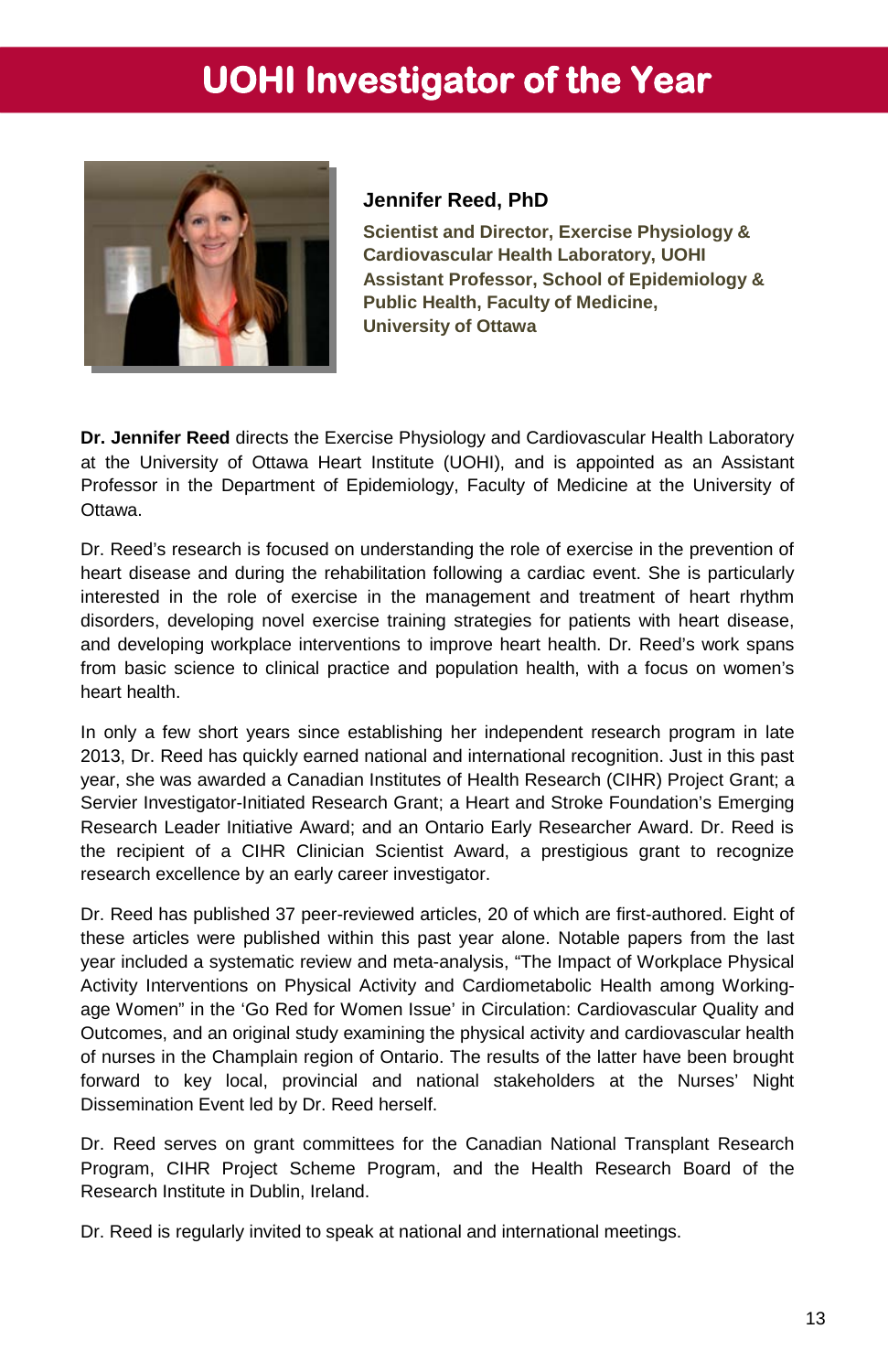# UOHI Investigator of the Year

### Jennifer Reed, PhD

**Scientist and Director, Exercise Physiology & Cardiovascular Health Laboratory, UOHI**
**Assistant Professor, School of Epidemiology & Public Health, Faculty of Medicine, University of Ottawa**

**Dr. Jennifer Reed** directs the Exercise Physiology and Cardiovascular Health Laboratory at the University of Ottawa Heart Institute (UOHI), and is appointed as an Assistant Professor in the Department of Epidemiology, Faculty of Medicine at the University of Ottawa.

Dr. Reed's research is focused on understanding the role of exercise in the prevention of heart disease and during the rehabilitation following a cardiac event. She is particularly interested in the role of exercise in the management and treatment of heart rhythm disorders, developing novel exercise training strategies for patients with heart disease, and developing workplace interventions to improve heart health. Dr. Reed's work spans from basic science to clinical practice and population health, with a focus on women's heart health.

In only a few short years since establishing her independent research program in late 2013, Dr. Reed has quickly earned national and international recognition. Just in this past year, she was awarded a Canadian Institutes of Health Research (CIHR) Project Grant; a Servier Investigator-Initiated Research Grant; a Heart and Stroke Foundation's Emerging Research Leader Initiative Award; and an Ontario Early Researcher Award. Dr. Reed is the recipient of a CIHR Clinician Scientist Award, a prestigious grant to recognize research excellence by an early career investigator.

Dr. Reed has published 37 peer-reviewed articles, 20 of which are first-authored. Eight of these articles were published within this past year alone. Notable papers from the last year included a systematic review and meta-analysis, "The Impact of Workplace Physical Activity Interventions on Physical Activity and Cardiometabolic Health among Working-age Women" in the 'Go Red for Women Issue' in Circulation: Cardiovascular Quality and Outcomes, and an original study examining the physical activity and cardiovascular health of nurses in the Champlain region of Ontario. The results of the latter have been brought forward to key local, provincial and national stakeholders at the Nurses' Night Dissemination Event led by Dr. Reed herself.

Dr. Reed serves on grant committees for the Canadian National Transplant Research Program, CIHR Project Scheme Program, and the Health Research Board of the Research Institute in Dublin, Ireland.

Dr. Reed is regularly invited to speak at national and international meetings.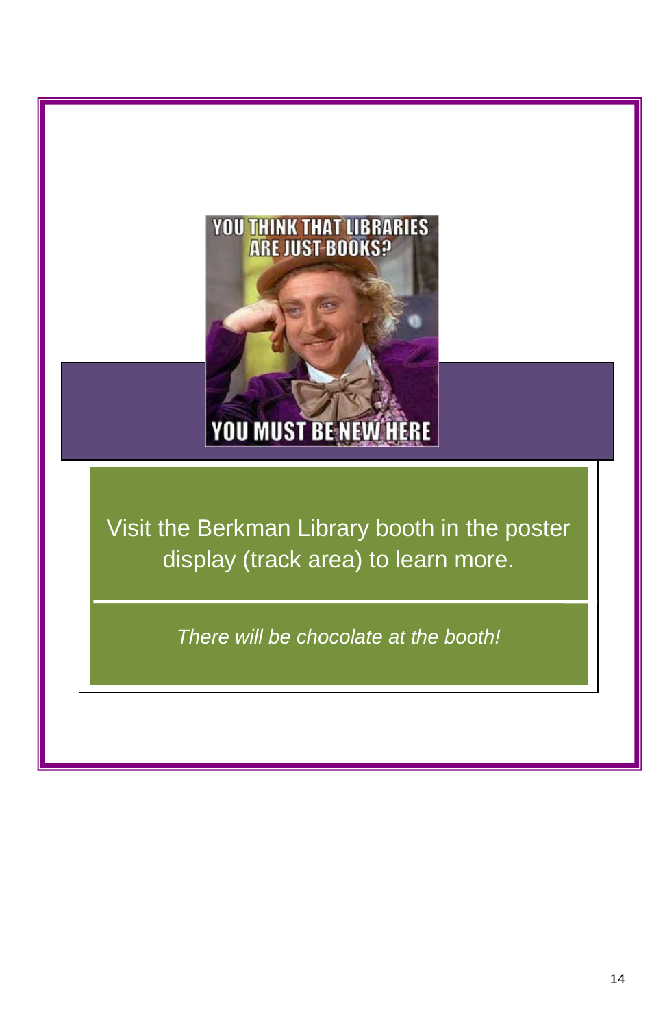YOU THINK THAT LIBRARIES ARE JUST BOOKS?

YOU MUST BE NEW HERE

Visit the Berkman Library booth in the poster display (track area) to learn more.

*There will be chocolate at the booth!*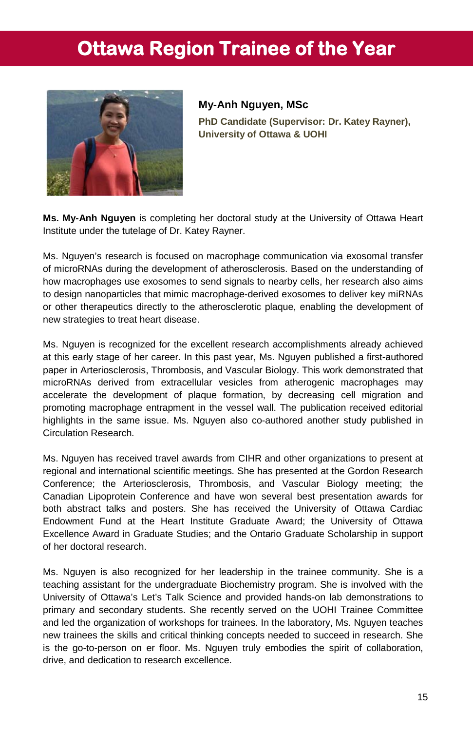# Ottawa Region Trainee of the Year

**My-Anh Nguyen, MSc**

**PhD Candidate (Supervisor: Dr. Katey Rayner), University of Ottawa & UOHI**

**Ms. My-Anh Nguyen** is completing her doctoral study at the University of Ottawa Heart Institute under the tutelage of Dr. Katey Rayner.

Ms. Nguyen's research is focused on macrophage communication via exosomal transfer of microRNAs during the development of atherosclerosis. Based on the understanding of how macrophages use exosomes to send signals to nearby cells, her research also aims to design nanoparticles that mimic macrophage-derived exosomes to deliver key miRNAs or other therapeutics directly to the atherosclerotic plaque, enabling the development of new strategies to treat heart disease.

Ms. Nguyen is recognized for the excellent research accomplishments already achieved at this early stage of her career. In this past year, Ms. Nguyen published a first-authored paper in Arteriosclerosis, Thrombosis, and Vascular Biology. This work demonstrated that microRNAs derived from extracellular vesicles from atherogenic macrophages may accelerate the development of plaque formation, by decreasing cell migration and promoting macrophage entrapment in the vessel wall. The publication received editorial highlights in the same issue. Ms. Nguyen also co-authored another study published in Circulation Research.

Ms. Nguyen has received travel awards from CIHR and other organizations to present at regional and international scientific meetings. She has presented at the Gordon Research Conference; the Arteriosclerosis, Thrombosis, and Vascular Biology meeting; the Canadian Lipoprotein Conference and have won several best presentation awards for both abstract talks and posters. She has received the University of Ottawa Cardiac Endowment Fund at the Heart Institute Graduate Award; the University of Ottawa Excellence Award in Graduate Studies; and the Ontario Graduate Scholarship in support of her doctoral research.

Ms. Nguyen is also recognized for her leadership in the trainee community. She is a teaching assistant for the undergraduate Biochemistry program. She is involved with the University of Ottawa's Let's Talk Science and provided hands-on lab demonstrations to primary and secondary students. She recently served on the UOHI Trainee Committee and led the organization of workshops for trainees. In the laboratory, Ms. Nguyen teaches new trainees the skills and critical thinking concepts needed to succeed in research. She is the go-to-person on er floor. Ms. Nguyen truly embodies the spirit of collaboration, drive, and dedication to research excellence.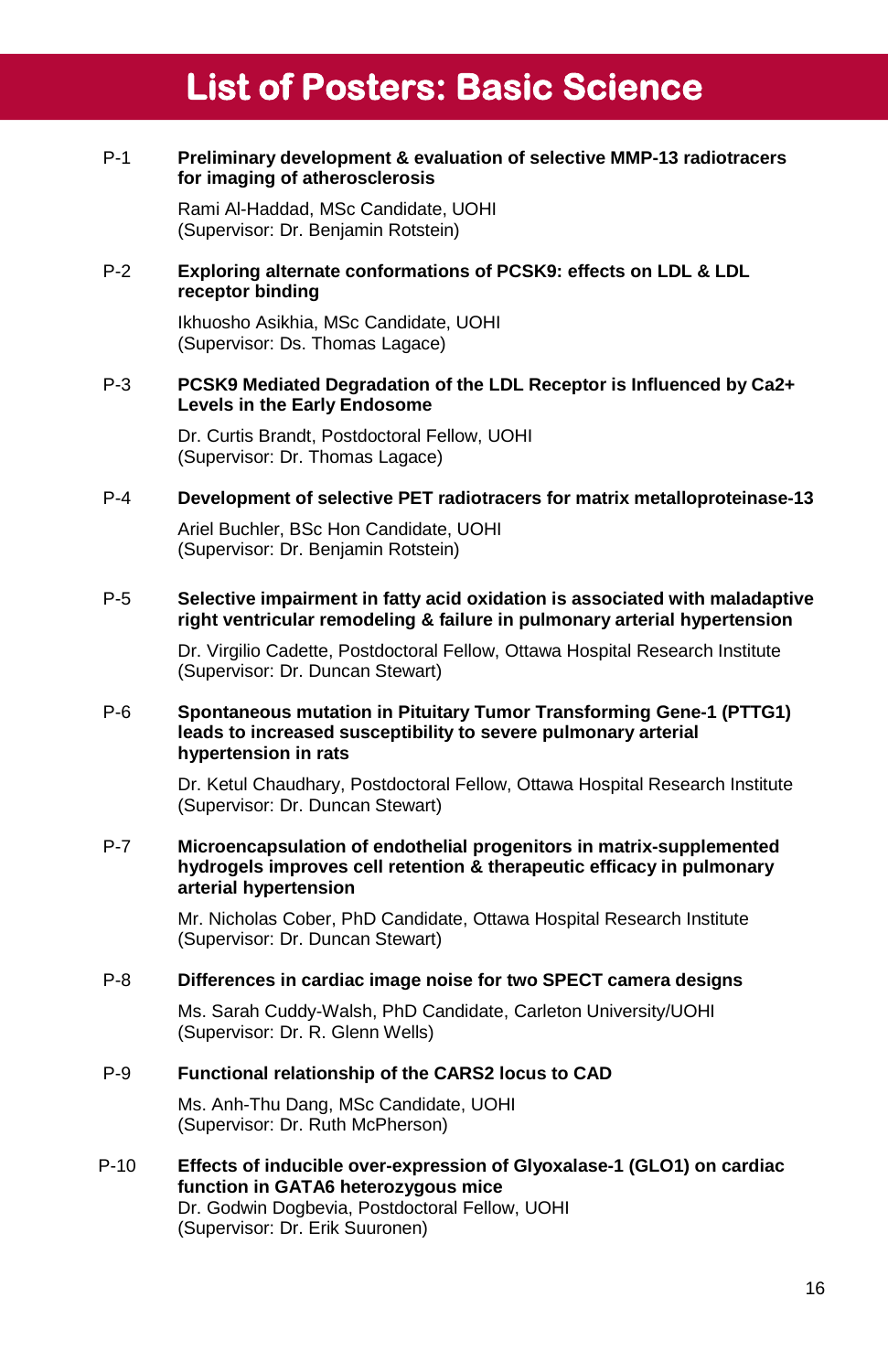# List of Posters: Basic Science

P-1 **Preliminary development & evaluation of selective MMP-13 radiotracers for imaging of atherosclerosis**

Rami Al-Haddad, MSc Candidate, UOHI
(Supervisor: Dr. Benjamin Rotstein)

P-2 **Exploring alternate conformations of PCSK9: effects on LDL & LDL receptor binding**

Ikhuosho Asikhia, MSc Candidate, UOHI
(Supervisor: Ds. Thomas Lagace)

P-3 **PCSK9 Mediated Degradation of the LDL Receptor is Influenced by Ca2+ Levels in the Early Endosome**

Dr. Curtis Brandt, Postdoctoral Fellow, UOHI
(Supervisor: Dr. Thomas Lagace)

P-4 **Development of selective PET radiotracers for matrix metalloproteinase-13**

Ariel Buchler, BSc Hon Candidate, UOHI
(Supervisor: Dr. Benjamin Rotstein)

P-5 **Selective impairment in fatty acid oxidation is associated with maladaptive right ventricular remodeling & failure in pulmonary arterial hypertension**

Dr. Virgilio Cadette, Postdoctoral Fellow, Ottawa Hospital Research Institute
(Supervisor: Dr. Duncan Stewart)

P-6 **Spontaneous mutation in Pituitary Tumor Transforming Gene-1 (PTTG1) leads to increased susceptibility to severe pulmonary arterial hypertension in rats**

Dr. Ketul Chaudhary, Postdoctoral Fellow, Ottawa Hospital Research Institute
(Supervisor: Dr. Duncan Stewart)

P-7 **Microencapsulation of endothelial progenitors in matrix-supplemented hydrogels improves cell retention & therapeutic efficacy in pulmonary arterial hypertension**

Mr. Nicholas Cober, PhD Candidate, Ottawa Hospital Research Institute
(Supervisor: Dr. Duncan Stewart)

P-8 **Differences in cardiac image noise for two SPECT camera designs**

Ms. Sarah Cuddy-Walsh, PhD Candidate, Carleton University/UOHI
(Supervisor: Dr. R. Glenn Wells)

P-9 **Functional relationship of the CARS2 locus to CAD**

Ms. Anh-Thu Dang, MSc Candidate, UOHI
(Supervisor: Dr. Ruth McPherson)

P-10 **Effects of inducible over-expression of Glyoxalase-1 (GLO1) on cardiac function in GATA6 heterozygous mice**
Dr. Godwin Dogbevia, Postdoctoral Fellow, UOHI
(Supervisor: Dr. Erik Suuronen)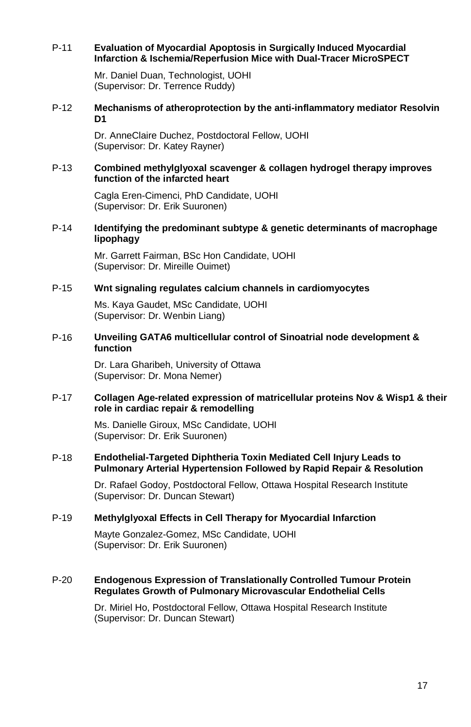P-11 **Evaluation of Myocardial Apoptosis in Surgically Induced Myocardial Infarction & Ischemia/Reperfusion Mice with Dual-Tracer MicroSPECT**

Mr. Daniel Duan, Technologist, UOHI
(Supervisor: Dr. Terrence Ruddy)

P-12 **Mechanisms of atheroprotection by the anti-inflammatory mediator Resolvin D1**

Dr. AnneClaire Duchez, Postdoctoral Fellow, UOHI
(Supervisor: Dr. Katey Rayner)

P-13 **Combined methylglyoxal scavenger & collagen hydrogel therapy improves function of the infarcted heart**

Cagla Eren-Cimenci, PhD Candidate, UOHI
(Supervisor: Dr. Erik Suuronen)

P-14 **Identifying the predominant subtype & genetic determinants of macrophage lipophagy**

Mr. Garrett Fairman, BSc Hon Candidate, UOHI
(Supervisor: Dr. Mireille Ouimet)

P-15 **Wnt signaling regulates calcium channels in cardiomyocytes**

Ms. Kaya Gaudet, MSc Candidate, UOHI
(Supervisor: Dr. Wenbin Liang)

P-16 **Unveiling GATA6 multicellular control of Sinoatrial node development & function**

Dr. Lara Gharibeh, University of Ottawa
(Supervisor: Dr. Mona Nemer)

P-17 **Collagen Age-related expression of matricellular proteins Nov & Wisp1 & their role in cardiac repair & remodelling**

Ms. Danielle Giroux, MSc Candidate, UOHI
(Supervisor: Dr. Erik Suuronen)

P-18 **Endothelial-Targeted Diphtheria Toxin Mediated Cell Injury Leads to Pulmonary Arterial Hypertension Followed by Rapid Repair & Resolution**

Dr. Rafael Godoy, Postdoctoral Fellow, Ottawa Hospital Research Institute
(Supervisor: Dr. Duncan Stewart)

P-19 **Methylglyoxal Effects in Cell Therapy for Myocardial Infarction**

Mayte Gonzalez-Gomez, MSc Candidate, UOHI
(Supervisor: Dr. Erik Suuronen)

P-20 **Endogenous Expression of Translationally Controlled Tumour Protein Regulates Growth of Pulmonary Microvascular Endothelial Cells**

Dr. Miriel Ho, Postdoctoral Fellow, Ottawa Hospital Research Institute
(Supervisor: Dr. Duncan Stewart)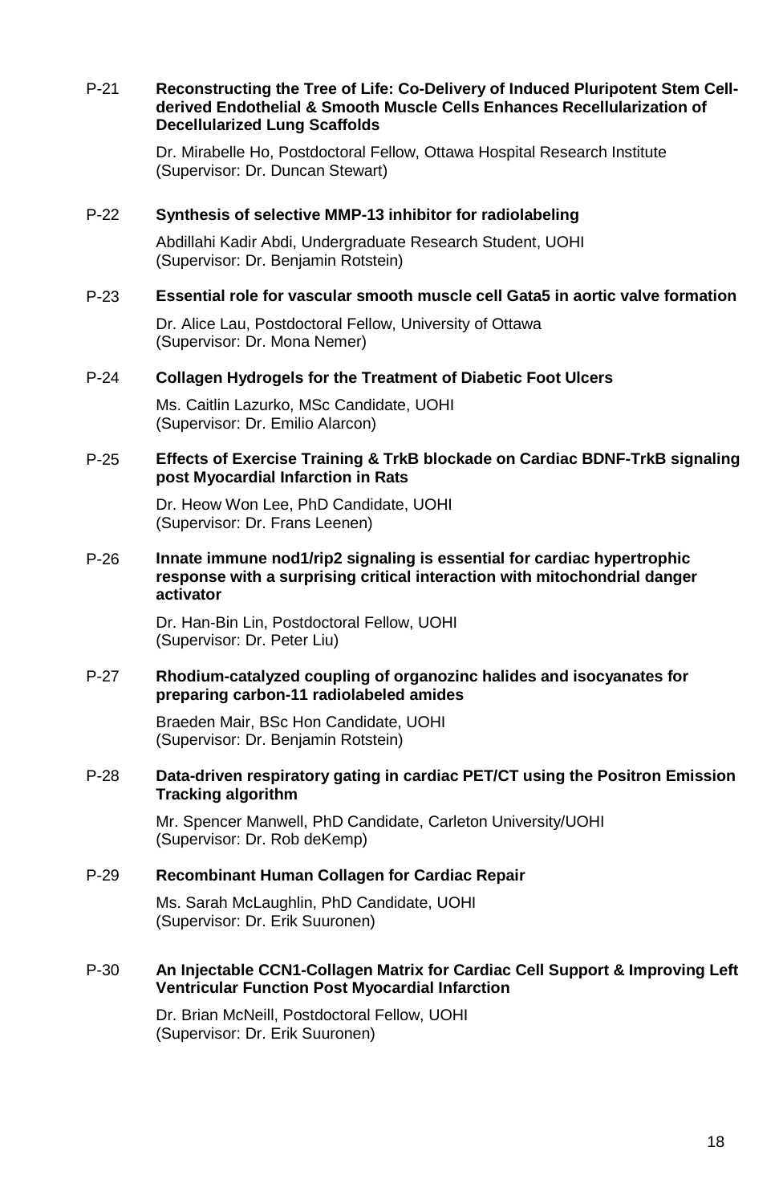P-21 **Reconstructing the Tree of Life: Co-Delivery of Induced Pluripotent Stem Cell-derived Endothelial & Smooth Muscle Cells Enhances Recellularization of Decellularized Lung Scaffolds**

Dr. Mirabelle Ho, Postdoctoral Fellow, Ottawa Hospital Research Institute
(Supervisor: Dr. Duncan Stewart)

P-22 **Synthesis of selective MMP-13 inhibitor for radiolabeling**

Abdillahi Kadir Abdi, Undergraduate Research Student, UOHI
(Supervisor: Dr. Benjamin Rotstein)

P-23 **Essential role for vascular smooth muscle cell Gata5 in aortic valve formation**

Dr. Alice Lau, Postdoctoral Fellow, University of Ottawa
(Supervisor: Dr. Mona Nemer)

P-24 **Collagen Hydrogels for the Treatment of Diabetic Foot Ulcers**

Ms. Caitlin Lazurko, MSc Candidate, UOHI
(Supervisor: Dr. Emilio Alarcon)

P-25 **Effects of Exercise Training & TrkB blockade on Cardiac BDNF-TrkB signaling post Myocardial Infarction in Rats**

Dr. Heow Won Lee, PhD Candidate, UOHI
(Supervisor: Dr. Frans Leenen)

P-26 **Innate immune nod1/rip2 signaling is essential for cardiac hypertrophic response with a surprising critical interaction with mitochondrial danger activator**

Dr. Han-Bin Lin, Postdoctoral Fellow, UOHI
(Supervisor: Dr. Peter Liu)

P-27 **Rhodium-catalyzed coupling of organozinc halides and isocyanates for preparing carbon-11 radiolabeled amides**

Braeden Mair, BSc Hon Candidate, UOHI
(Supervisor: Dr. Benjamin Rotstein)

P-28 **Data-driven respiratory gating in cardiac PET/CT using the Positron Emission Tracking algorithm**

Mr. Spencer Manwell, PhD Candidate, Carleton University/UOHI
(Supervisor: Dr. Rob deKemp)

P-29 **Recombinant Human Collagen for Cardiac Repair**

Ms. Sarah McLaughlin, PhD Candidate, UOHI
(Supervisor: Dr. Erik Suuronen)

P-30 **An Injectable CCN1-Collagen Matrix for Cardiac Cell Support & Improving Left Ventricular Function Post Myocardial Infarction**

Dr. Brian McNeill, Postdoctoral Fellow, UOHI
(Supervisor: Dr. Erik Suuronen)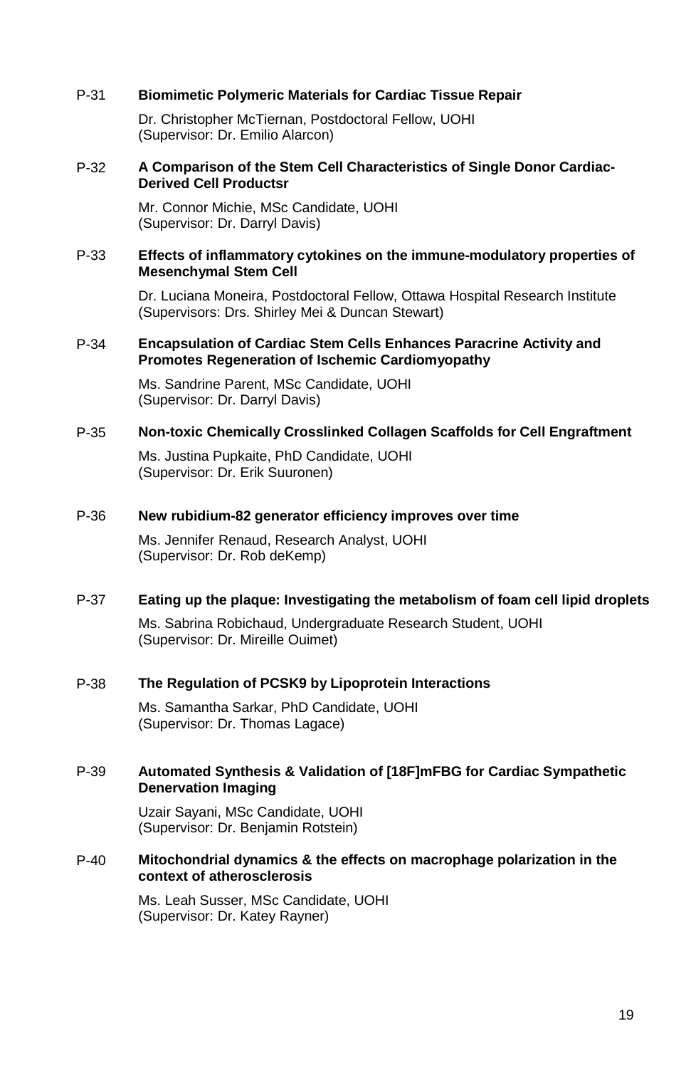P-31 **Biomimetic Polymeric Materials for Cardiac Tissue Repair**

Dr. Christopher McTiernan, Postdoctoral Fellow, UOHI
(Supervisor: Dr. Emilio Alarcon)

P-32 **A Comparison of the Stem Cell Characteristics of Single Donor Cardiac-Derived Cell Productsr**

Mr. Connor Michie, MSc Candidate, UOHI
(Supervisor: Dr. Darryl Davis)

P-33 **Effects of inflammatory cytokines on the immune-modulatory properties of Mesenchymal Stem Cell**

Dr. Luciana Moneira, Postdoctoral Fellow, Ottawa Hospital Research Institute
(Supervisors: Drs. Shirley Mei & Duncan Stewart)

P-34 **Encapsulation of Cardiac Stem Cells Enhances Paracrine Activity and Promotes Regeneration of Ischemic Cardiomyopathy**

Ms. Sandrine Parent, MSc Candidate, UOHI
(Supervisor: Dr. Darryl Davis)

P-35 **Non-toxic Chemically Crosslinked Collagen Scaffolds for Cell Engraftment**

Ms. Justina Pupkaite, PhD Candidate, UOHI
(Supervisor: Dr. Erik Suuronen)

P-36 **New rubidium-82 generator efficiency improves over time**

Ms. Jennifer Renaud, Research Analyst, UOHI
(Supervisor: Dr. Rob deKemp)

P-37 **Eating up the plaque: Investigating the metabolism of foam cell lipid droplets**

Ms. Sabrina Robichaud, Undergraduate Research Student, UOHI
(Supervisor: Dr. Mireille Ouimet)

P-38 **The Regulation of PCSK9 by Lipoprotein Interactions**

Ms. Samantha Sarkar, PhD Candidate, UOHI
(Supervisor: Dr. Thomas Lagace)

P-39 **Automated Synthesis & Validation of [18F]mFBG for Cardiac Sympathetic Denervation Imaging**

Uzair Sayani, MSc Candidate, UOHI
(Supervisor: Dr. Benjamin Rotstein)

P-40 **Mitochondrial dynamics & the effects on macrophage polarization in the context of atherosclerosis**

Ms. Leah Susser, MSc Candidate, UOHI
(Supervisor: Dr. Katey Rayner)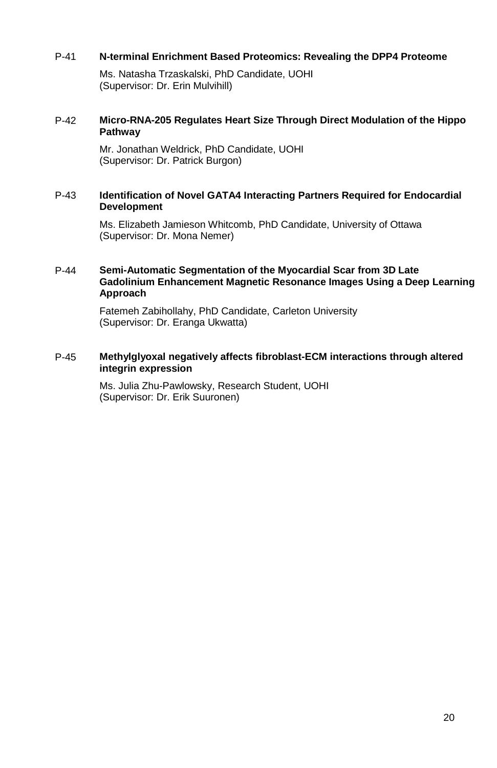P-41 **N-terminal Enrichment Based Proteomics: Revealing the DPP4 Proteome**

Ms. Natasha Trzaskalski, PhD Candidate, UOHI
(Supervisor: Dr. Erin Mulvihill)

P-42 **Micro-RNA-205 Regulates Heart Size Through Direct Modulation of the Hippo Pathway**

Mr. Jonathan Weldrick, PhD Candidate, UOHI
(Supervisor: Dr. Patrick Burgon)

P-43 **Identification of Novel GATA4 Interacting Partners Required for Endocardial Development**

Ms. Elizabeth Jamieson Whitcomb, PhD Candidate, University of Ottawa
(Supervisor: Dr. Mona Nemer)

P-44 **Semi-Automatic Segmentation of the Myocardial Scar from 3D Late Gadolinium Enhancement Magnetic Resonance Images Using a Deep Learning Approach**

Fatemeh Zabihollahy, PhD Candidate, Carleton University
(Supervisor: Dr. Eranga Ukwatta)

P-45 **Methylglyoxal negatively affects fibroblast-ECM interactions through altered integrin expression**

Ms. Julia Zhu-Pawlowsky, Research Student, UOHI
(Supervisor: Dr. Erik Suuronen)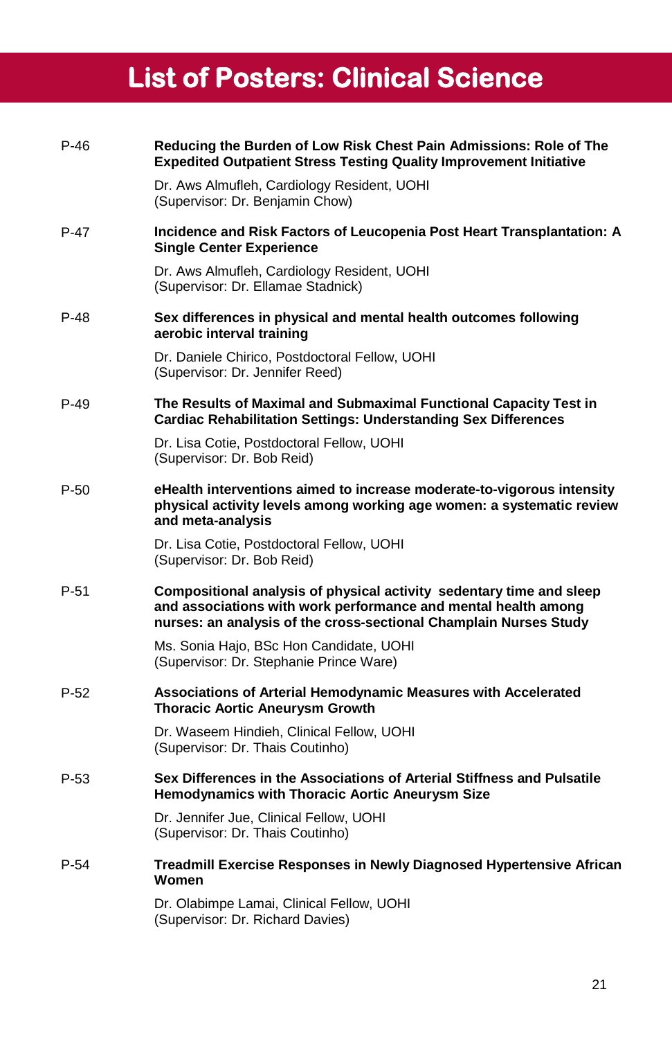# List of Posters: Clinical Science

P-46 **Reducing the Burden of Low Risk Chest Pain Admissions: Role of The Expedited Outpatient Stress Testing Quality Improvement Initiative**

Dr. Aws Almufleh, Cardiology Resident, UOHI
(Supervisor: Dr. Benjamin Chow)

P-47 **Incidence and Risk Factors of Leucopenia Post Heart Transplantation: A Single Center Experience**

Dr. Aws Almufleh, Cardiology Resident, UOHI
(Supervisor: Dr. Ellamae Stadnick)

P-48 **Sex differences in physical and mental health outcomes following aerobic interval training**

Dr. Daniele Chirico, Postdoctoral Fellow, UOHI
(Supervisor: Dr. Jennifer Reed)

P-49 **The Results of Maximal and Submaximal Functional Capacity Test in Cardiac Rehabilitation Settings: Understanding Sex Differences**

Dr. Lisa Cotie, Postdoctoral Fellow, UOHI
(Supervisor: Dr. Bob Reid)

P-50 **eHealth interventions aimed to increase moderate-to-vigorous intensity physical activity levels among working age women: a systematic review and meta-analysis**

Dr. Lisa Cotie, Postdoctoral Fellow, UOHI
(Supervisor: Dr. Bob Reid)

P-51 **Compositional analysis of physical activity sedentary time and sleep and associations with work performance and mental health among nurses: an analysis of the cross-sectional Champlain Nurses Study**

Ms. Sonia Hajo, BSc Hon Candidate, UOHI
(Supervisor: Dr. Stephanie Prince Ware)

P-52 **Associations of Arterial Hemodynamic Measures with Accelerated Thoracic Aortic Aneurysm Growth**

Dr. Waseem Hindieh, Clinical Fellow, UOHI
(Supervisor: Dr. Thais Coutinho)

P-53 **Sex Differences in the Associations of Arterial Stiffness and Pulsatile Hemodynamics with Thoracic Aortic Aneurysm Size**

Dr. Jennifer Jue, Clinical Fellow, UOHI
(Supervisor: Dr. Thais Coutinho)

P-54 **Treadmill Exercise Responses in Newly Diagnosed Hypertensive African Women**

Dr. Olabimpe Lamai, Clinical Fellow, UOHI
(Supervisor: Dr. Richard Davies)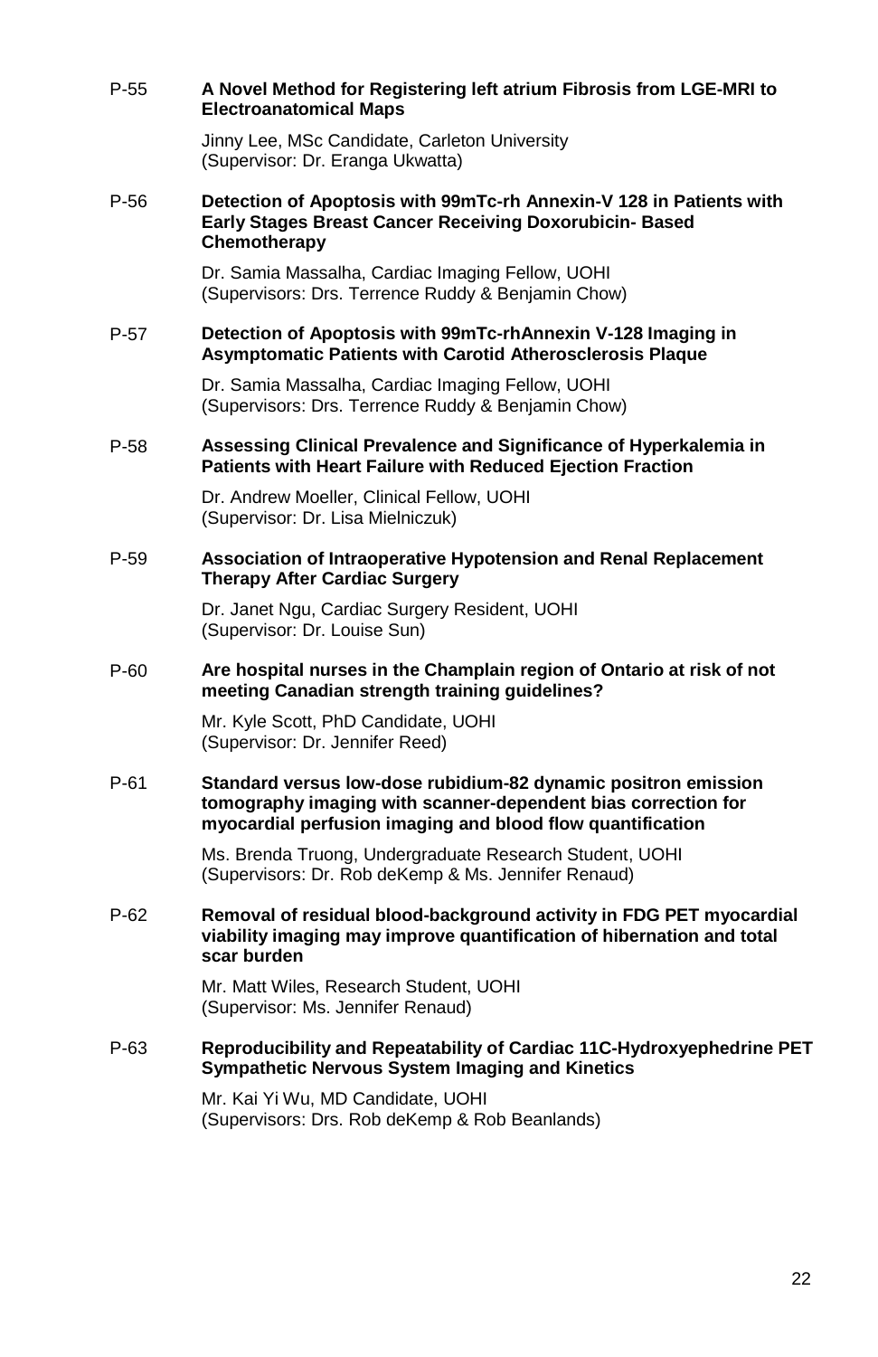P-55 **A Novel Method for Registering left atrium Fibrosis from LGE-MRI to Electroanatomical Maps**

Jinny Lee, MSc Candidate, Carleton University
(Supervisor: Dr. Eranga Ukwatta)

P-56 **Detection of Apoptosis with 99mTc-rh Annexin-V 128 in Patients with Early Stages Breast Cancer Receiving Doxorubicin- Based Chemotherapy**

Dr. Samia Massalha, Cardiac Imaging Fellow, UOHI
(Supervisors: Drs. Terrence Ruddy & Benjamin Chow)

P-57 **Detection of Apoptosis with 99mTc-rhAnnexin V-128 Imaging in Asymptomatic Patients with Carotid Atherosclerosis Plaque**

Dr. Samia Massalha, Cardiac Imaging Fellow, UOHI
(Supervisors: Drs. Terrence Ruddy & Benjamin Chow)

P-58 **Assessing Clinical Prevalence and Significance of Hyperkalemia in Patients with Heart Failure with Reduced Ejection Fraction**

Dr. Andrew Moeller, Clinical Fellow, UOHI
(Supervisor: Dr. Lisa Mielniczuk)

P-59 **Association of Intraoperative Hypotension and Renal Replacement Therapy After Cardiac Surgery**

Dr. Janet Ngu, Cardiac Surgery Resident, UOHI
(Supervisor: Dr. Louise Sun)

P-60 **Are hospital nurses in the Champlain region of Ontario at risk of not meeting Canadian strength training guidelines?**

Mr. Kyle Scott, PhD Candidate, UOHI
(Supervisor: Dr. Jennifer Reed)

P-61 **Standard versus low-dose rubidium-82 dynamic positron emission tomography imaging with scanner-dependent bias correction for myocardial perfusion imaging and blood flow quantification**

Ms. Brenda Truong, Undergraduate Research Student, UOHI
(Supervisors: Dr. Rob deKemp & Ms. Jennifer Renaud)

P-62 **Removal of residual blood-background activity in FDG PET myocardial viability imaging may improve quantification of hibernation and total scar burden**

Mr. Matt Wiles, Research Student, UOHI
(Supervisor: Ms. Jennifer Renaud)

P-63 **Reproducibility and Repeatability of Cardiac 11C-Hydroxyephedrine PET Sympathetic Nervous System Imaging and Kinetics**

Mr. Kai Yi Wu, MD Candidate, UOHI
(Supervisors: Drs. Rob deKemp & Rob Beanlands)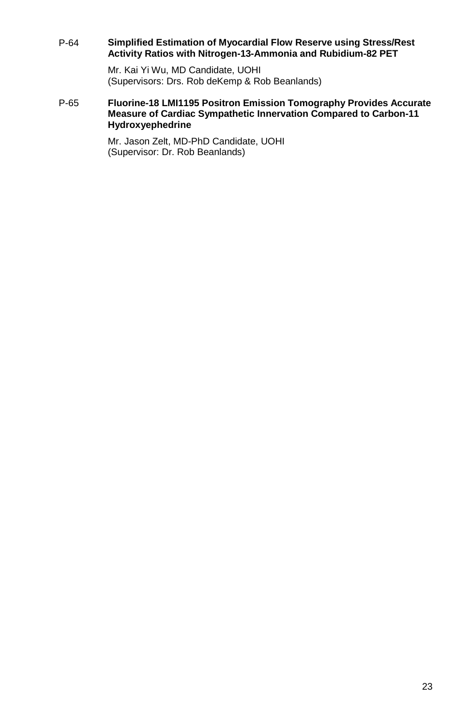P-64 **Simplified Estimation of Myocardial Flow Reserve using Stress/Rest Activity Ratios with Nitrogen-13-Ammonia and Rubidium-82 PET**

Mr. Kai Yi Wu, MD Candidate, UOHI
(Supervisors: Drs. Rob deKemp & Rob Beanlands)

P-65 **Fluorine-18 LMI1195 Positron Emission Tomography Provides Accurate Measure of Cardiac Sympathetic Innervation Compared to Carbon-11 Hydroxyephedrine**

Mr. Jason Zelt, MD-PhD Candidate, UOHI
(Supervisor: Dr. Rob Beanlands)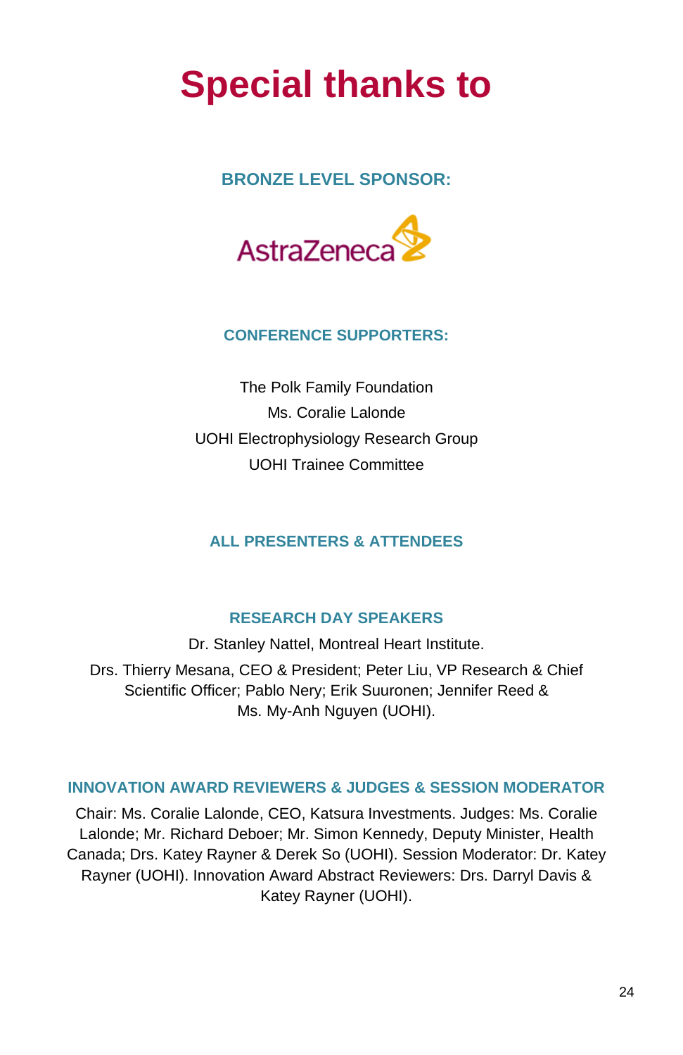# Special thanks to

## BRONZE LEVEL SPONSOR:

AstraZeneca

## CONFERENCE SUPPORTERS:

The Polk Family Foundation

Ms. Coralie Lalonde

UOHI Electrophysiology Research Group

UOHI Trainee Committee

## ALL PRESENTERS & ATTENDEES

## RESEARCH DAY SPEAKERS

Dr. Stanley Nattel, Montreal Heart Institute.

Drs. Thierry Mesana, CEO & President; Peter Liu, VP Research & Chief Scientific Officer; Pablo Nery; Erik Suuronen; Jennifer Reed & Ms. My-Anh Nguyen (UOHI).

## INNOVATION AWARD REVIEWERS & JUDGES & SESSION MODERATOR

Chair: Ms. Coralie Lalonde, CEO, Katsura Investments. Judges: Ms. Coralie Lalonde; Mr. Richard Deboer; Mr. Simon Kennedy, Deputy Minister, Health Canada; Drs. Katey Rayner & Derek So (UOHI). Session Moderator: Dr. Katey Rayner (UOHI). Innovation Award Abstract Reviewers: Drs. Darryl Davis & Katey Rayner (UOHI).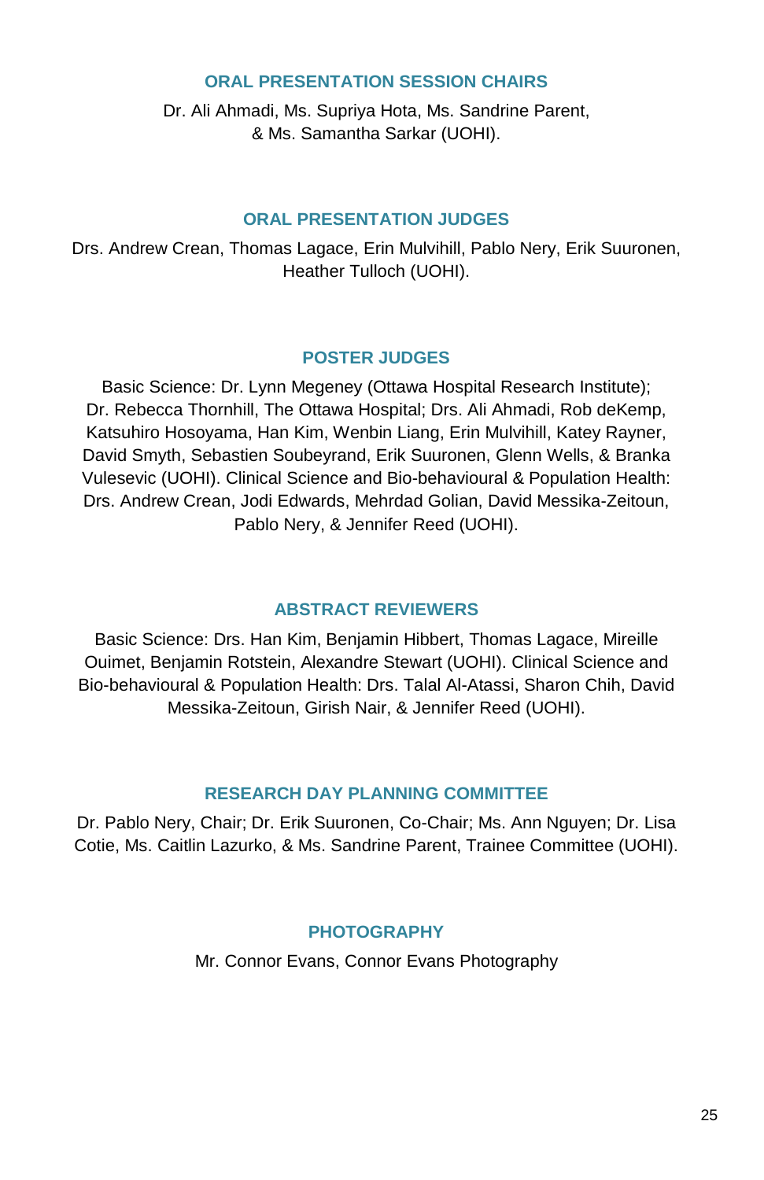## ORAL PRESENTATION SESSION CHAIRS

Dr. Ali Ahmadi, Ms. Supriya Hota, Ms. Sandrine Parent, & Ms. Samantha Sarkar (UOHI).

## ORAL PRESENTATION JUDGES

Drs. Andrew Crean, Thomas Lagace, Erin Mulvihill, Pablo Nery, Erik Suuronen, Heather Tulloch (UOHI).

## POSTER JUDGES

Basic Science: Dr. Lynn Megeney (Ottawa Hospital Research Institute); Dr. Rebecca Thornhill, The Ottawa Hospital; Drs. Ali Ahmadi, Rob deKemp, Katsuhiro Hosoyama, Han Kim, Wenbin Liang, Erin Mulvihill, Katey Rayner, David Smyth, Sebastien Soubeyrand, Erik Suuronen, Glenn Wells, & Branka Vulesevic (UOHI). Clinical Science and Bio-behavioural & Population Health: Drs. Andrew Crean, Jodi Edwards, Mehrdad Golian, David Messika-Zeitoun, Pablo Nery, & Jennifer Reed (UOHI).

## ABSTRACT REVIEWERS

Basic Science: Drs. Han Kim, Benjamin Hibbert, Thomas Lagace, Mireille Ouimet, Benjamin Rotstein, Alexandre Stewart (UOHI). Clinical Science and Bio-behavioural & Population Health: Drs. Talal Al-Atassi, Sharon Chih, David Messika-Zeitoun, Girish Nair, & Jennifer Reed (UOHI).

## RESEARCH DAY PLANNING COMMITTEE

Dr. Pablo Nery, Chair; Dr. Erik Suuronen, Co-Chair; Ms. Ann Nguyen; Dr. Lisa Cotie, Ms. Caitlin Lazurko, & Ms. Sandrine Parent, Trainee Committee (UOHI).

## PHOTOGRAPHY

Mr. Connor Evans, Connor Evans Photography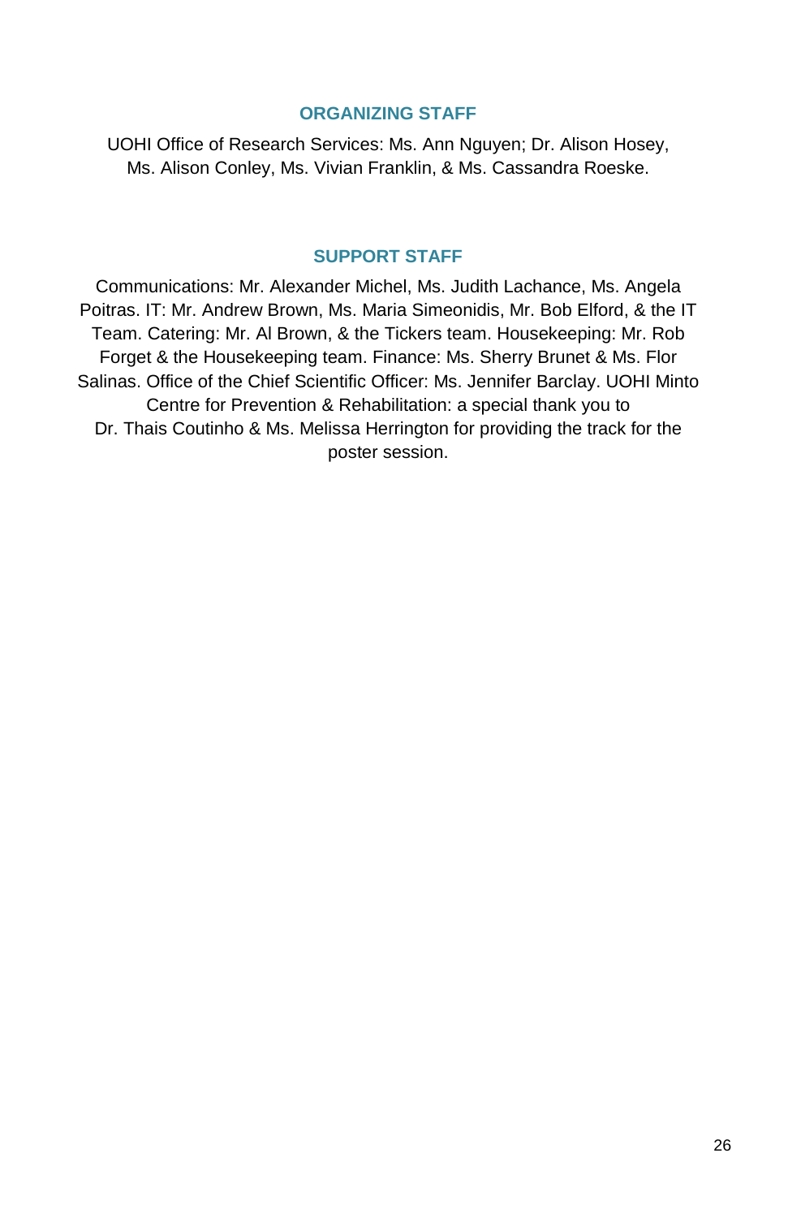## ORGANIZING STAFF

UOHI Office of Research Services: Ms. Ann Nguyen; Dr. Alison Hosey, Ms. Alison Conley, Ms. Vivian Franklin, & Ms. Cassandra Roeske.

## SUPPORT STAFF

Communications: Mr. Alexander Michel, Ms. Judith Lachance, Ms. Angela Poitras. IT: Mr. Andrew Brown, Ms. Maria Simeonidis, Mr. Bob Elford, & the IT Team. Catering: Mr. Al Brown, & the Tickers team. Housekeeping: Mr. Rob Forget & the Housekeeping team. Finance: Ms. Sherry Brunet & Ms. Flor Salinas. Office of the Chief Scientific Officer: Ms. Jennifer Barclay. UOHI Minto Centre for Prevention & Rehabilitation: a special thank you to Dr. Thais Coutinho & Ms. Melissa Herrington for providing the track for the poster session.